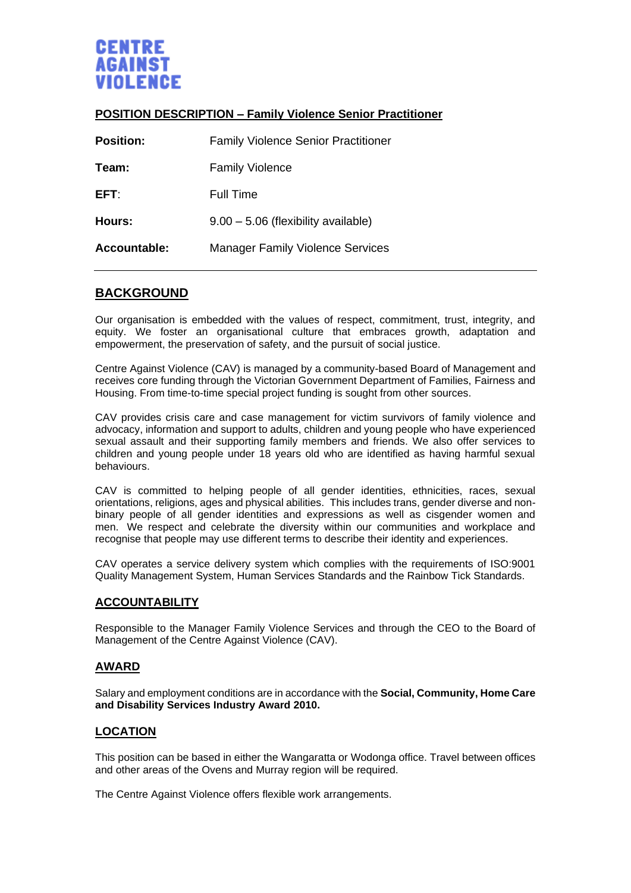**CENTRE AGAINST VIOLENCE**

## POSITION DESCRIPTION – Family Violence Senior Practitioner

| | |
|---|---|
| **Position:** | Family Violence Senior Practitioner |
| **Team:** | Family Violence |
| **EFT:** | Full Time |
| **Hours:** | 9.00 – 5.06 (flexibility available) |
| **Accountable:** | Manager Family Violence Services |

## BACKGROUND

Our organisation is embedded with the values of respect, commitment, trust, integrity, and equity. We foster an organisational culture that embraces growth, adaptation and empowerment, the preservation of safety, and the pursuit of social justice.

Centre Against Violence (CAV) is managed by a community-based Board of Management and receives core funding through the Victorian Government Department of Families, Fairness and Housing. From time-to-time special project funding is sought from other sources.

CAV provides crisis care and case management for victim survivors of family violence and advocacy, information and support to adults, children and young people who have experienced sexual assault and their supporting family members and friends. We also offer services to children and young people under 18 years old who are identified as having harmful sexual behaviours.

CAV is committed to helping people of all gender identities, ethnicities, races, sexual orientations, religions, ages and physical abilities. This includes trans, gender diverse and non-binary people of all gender identities and expressions as well as cisgender women and men. We respect and celebrate the diversity within our communities and workplace and recognise that people may use different terms to describe their identity and experiences.

CAV operates a service delivery system which complies with the requirements of ISO:9001 Quality Management System, Human Services Standards and the Rainbow Tick Standards.

### ACCOUNTABILITY

Responsible to the Manager Family Violence Services and through the CEO to the Board of Management of the Centre Against Violence (CAV).

### AWARD

Salary and employment conditions are in accordance with the **Social, Community, Home Care and Disability Services Industry Award 2010.**

### LOCATION

This position can be based in either the Wangaratta or Wodonga office. Travel between offices and other areas of the Ovens and Murray region will be required.

The Centre Against Violence offers flexible work arrangements.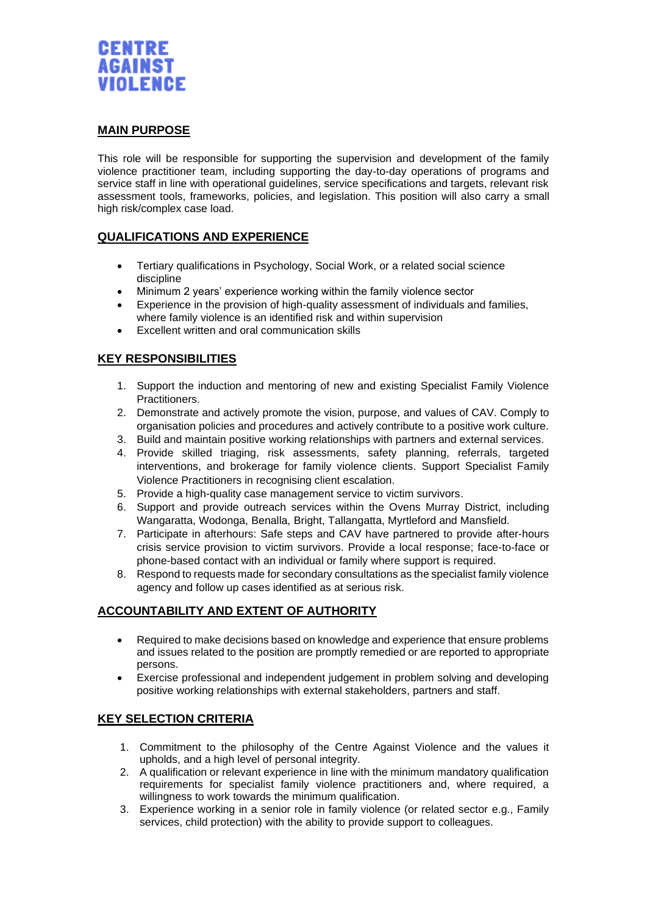# CENTRE AGAINST VIOLENCE

## MAIN PURPOSE

This role will be responsible for supporting the supervision and development of the family violence practitioner team, including supporting the day-to-day operations of programs and service staff in line with operational guidelines, service specifications and targets, relevant risk assessment tools, frameworks, policies, and legislation. This position will also carry a small high risk/complex case load.

## QUALIFICATIONS AND EXPERIENCE

- Tertiary qualifications in Psychology, Social Work, or a related social science discipline
- Minimum 2 years' experience working within the family violence sector
- Experience in the provision of high-quality assessment of individuals and families, where family violence is an identified risk and within supervision
- Excellent written and oral communication skills

## KEY RESPONSIBILITIES

1. Support the induction and mentoring of new and existing Specialist Family Violence Practitioners.
2. Demonstrate and actively promote the vision, purpose, and values of CAV. Comply to organisation policies and procedures and actively contribute to a positive work culture.
3. Build and maintain positive working relationships with partners and external services.
4. Provide skilled triaging, risk assessments, safety planning, referrals, targeted interventions, and brokerage for family violence clients. Support Specialist Family Violence Practitioners in recognising client escalation.
5. Provide a high-quality case management service to victim survivors.
6. Support and provide outreach services within the Ovens Murray District, including Wangaratta, Wodonga, Benalla, Bright, Tallangatta, Myrtleford and Mansfield.
7. Participate in afterhours: Safe steps and CAV have partnered to provide after-hours crisis service provision to victim survivors. Provide a local response; face-to-face or phone-based contact with an individual or family where support is required.
8. Respond to requests made for secondary consultations as the specialist family violence agency and follow up cases identified as at serious risk.

## ACCOUNTABILITY AND EXTENT OF AUTHORITY

- Required to make decisions based on knowledge and experience that ensure problems and issues related to the position are promptly remedied or are reported to appropriate persons.
- Exercise professional and independent judgement in problem solving and developing positive working relationships with external stakeholders, partners and staff.

## KEY SELECTION CRITERIA

1. Commitment to the philosophy of the Centre Against Violence and the values it upholds, and a high level of personal integrity.
2. A qualification or relevant experience in line with the minimum mandatory qualification requirements for specialist family violence practitioners and, where required, a willingness to work towards the minimum qualification.
3. Experience working in a senior role in family violence (or related sector e.g., Family services, child protection) with the ability to provide support to colleagues.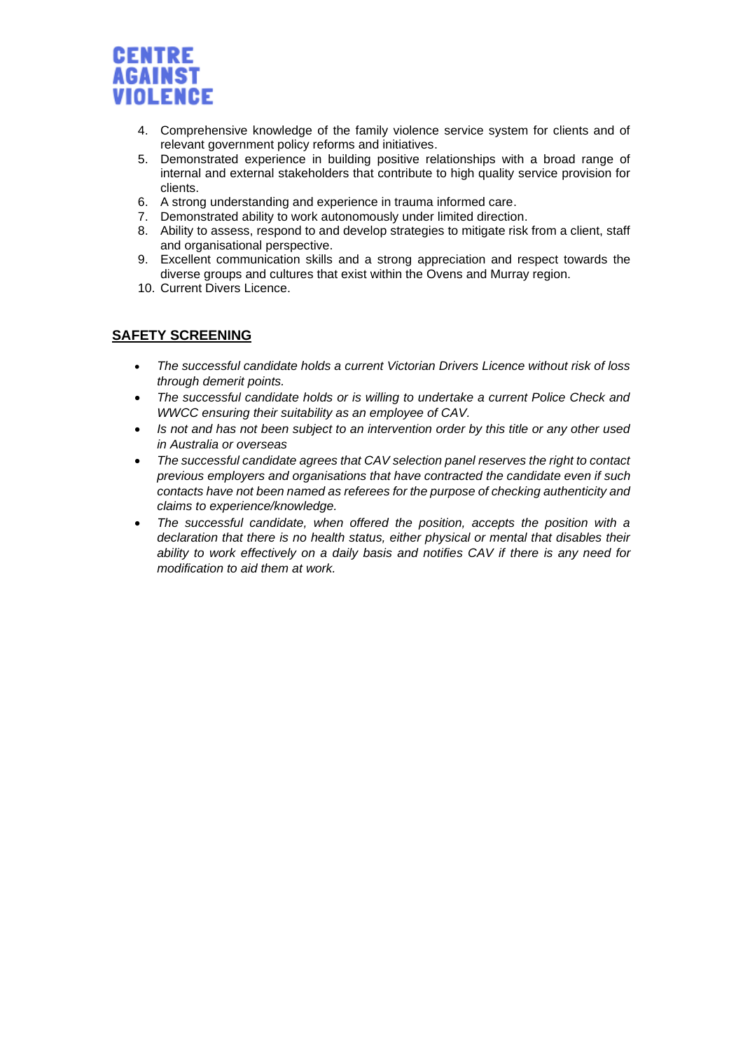4. Comprehensive knowledge of the family violence service system for clients and of relevant government policy reforms and initiatives.
5. Demonstrated experience in building positive relationships with a broad range of internal and external stakeholders that contribute to high quality service provision for clients.
6. A strong understanding and experience in trauma informed care.
7. Demonstrated ability to work autonomously under limited direction.
8. Ability to assess, respond to and develop strategies to mitigate risk from a client, staff and organisational perspective.
9. Excellent communication skills and a strong appreciation and respect towards the diverse groups and cultures that exist within the Ovens and Murray region.
10. Current Divers Licence.

## SAFETY SCREENING

- *The successful candidate holds a current Victorian Drivers Licence without risk of loss through demerit points.*
- *The successful candidate holds or is willing to undertake a current Police Check and WWCC ensuring their suitability as an employee of CAV.*
- *Is not and has not been subject to an intervention order by this title or any other used in Australia or overseas*
- *The successful candidate agrees that CAV selection panel reserves the right to contact previous employers and organisations that have contracted the candidate even if such contacts have not been named as referees for the purpose of checking authenticity and claims to experience/knowledge.*
- *The successful candidate, when offered the position, accepts the position with a declaration that there is no health status, either physical or mental that disables their ability to work effectively on a daily basis and notifies CAV if there is any need for modification to aid them at work.*